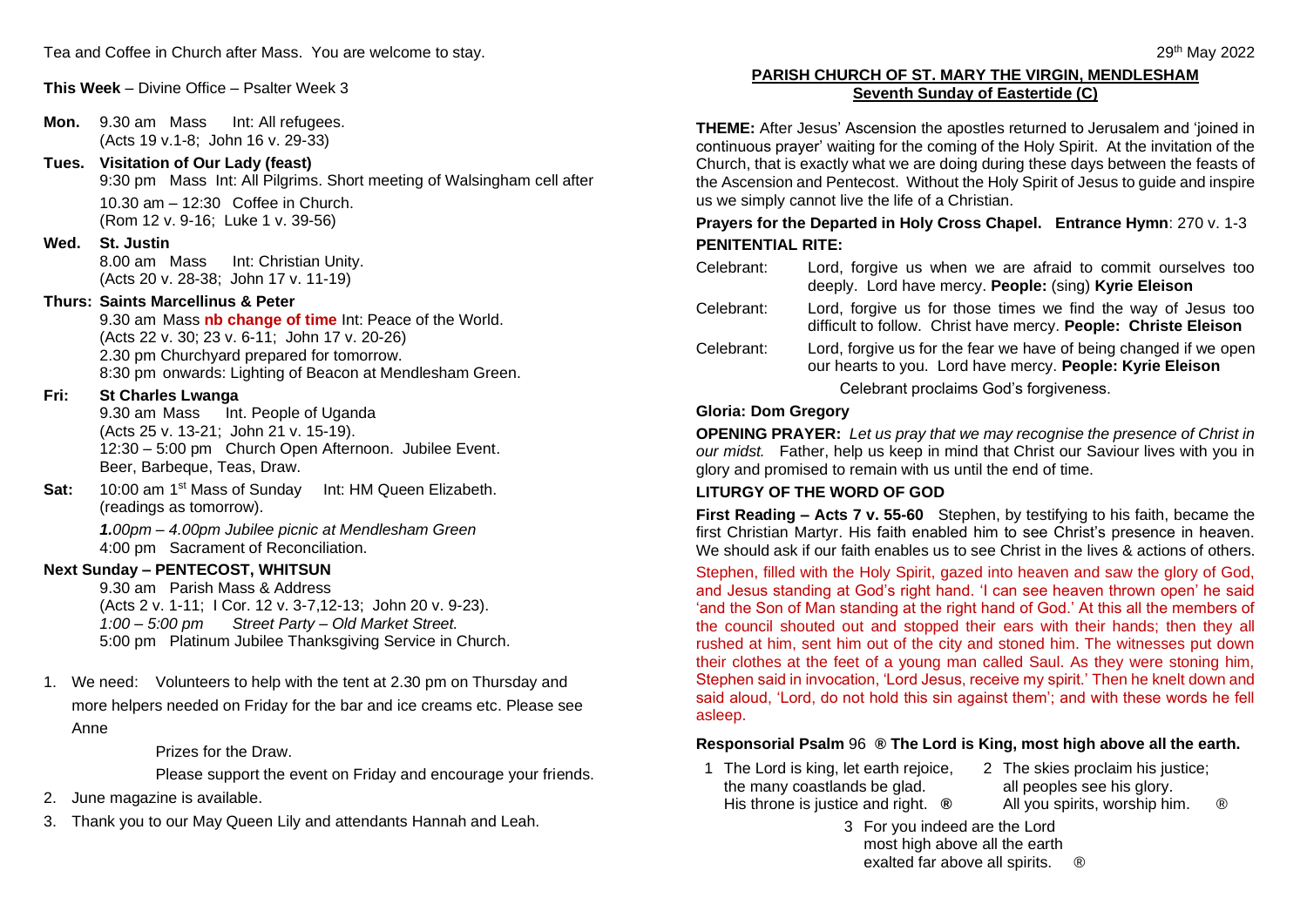Tea and Coffee in Church after Mass. You are welcome to stay.

**This Week** – Divine Office – Psalter Week 3

**Mon.** 9.30 am Mass Int: All refugees.
(Acts 19 v.1-8; John 16 v. 29-33)

**Tues. Visitation of Our Lady (feast)**
9:30 pm Mass Int: All Pilgrims. Short meeting of Walsingham cell after
10.30 am – 12:30 Coffee in Church.
(Rom 12 v. 9-16; Luke 1 v. 39-56)

**Wed. St. Justin**
8.00 am Mass Int: Christian Unity.
(Acts 20 v. 28-38; John 17 v. 11-19)

**Thurs: Saints Marcellinus & Peter**
9.30 am Mass **nb change of time** Int: Peace of the World.
(Acts 22 v. 30; 23 v. 6-11; John 17 v. 20-26)
2.30 pm Churchyard prepared for tomorrow.
8:30 pm onwards: Lighting of Beacon at Mendlesham Green.

**Fri: St Charles Lwanga**
9.30 am Mass Int. People of Uganda
(Acts 25 v. 13-21; John 21 v. 15-19).
12:30 – 5:00 pm Church Open Afternoon. Jubilee Event.
Beer, Barbeque, Teas, Draw.

**Sat:** 10:00 am 1st Mass of Sunday Int: HM Queen Elizabeth.
(readings as tomorrow).
***1.****00pm – 4.00pm Jubilee picnic at Mendlesham Green*
4:00 pm Sacrament of Reconciliation.

**Next Sunday – PENTECOST, WHITSUN**
9.30 am Parish Mass & Address
(Acts 2 v. 1-11; I Cor. 12 v. 3-7,12-13; John 20 v. 9-23).
*1:00 – 5:00 pm Street Party – Old Market Street.*
5:00 pm Platinum Jubilee Thanksgiving Service in Church.

1. We need: Volunteers to help with the tent at 2.30 pm on Thursday and more helpers needed on Friday for the bar and ice creams etc. Please see Anne

   Prizes for the Draw.

   Please support the event on Friday and encourage your friends.
2. June magazine is available.
3. Thank you to our May Queen Lily and attendants Hannah and Leah.

29th May 2022

## PARISH CHURCH OF ST. MARY THE VIRGIN, MENDLESHAM
## Seventh Sunday of Eastertide (C)

**THEME:** After Jesus' Ascension the apostles returned to Jerusalem and 'joined in continuous prayer' waiting for the coming of the Holy Spirit. At the invitation of the Church, that is exactly what we are doing during these days between the feasts of the Ascension and Pentecost. Without the Holy Spirit of Jesus to guide and inspire us we simply cannot live the life of a Christian.

**Prayers for the Departed in Holy Cross Chapel. Entrance Hymn**: 270 v. 1-3

**PENITENTIAL RITE:**

Celebrant: Lord, forgive us when we are afraid to commit ourselves too deeply. Lord have mercy. **People:** (sing) **Kyrie Eleison**

Celebrant: Lord, forgive us for those times we find the way of Jesus too difficult to follow. Christ have mercy. **People: Christe Eleison**

Celebrant: Lord, forgive us for the fear we have of being changed if we open our hearts to you. Lord have mercy. **People: Kyrie Eleison**

Celebrant proclaims God's forgiveness.

**Gloria: Dom Gregory**

**OPENING PRAYER:** *Let us pray that we may recognise the presence of Christ in our midst.* Father, help us keep in mind that Christ our Saviour lives with you in glory and promised to remain with us until the end of time.

**LITURGY OF THE WORD OF GOD**

**First Reading – Acts 7 v. 55-60** Stephen, by testifying to his faith, became the first Christian Martyr. His faith enabled him to see Christ's presence in heaven. We should ask if our faith enables us to see Christ in the lives & actions of others.

Stephen, filled with the Holy Spirit, gazed into heaven and saw the glory of God, and Jesus standing at God's right hand. 'I can see heaven thrown open' he said 'and the Son of Man standing at the right hand of God.' At this all the members of the council shouted out and stopped their ears with their hands; then they all rushed at him, sent him out of the city and stoned him. The witnesses put down their clothes at the feet of a young man called Saul. As they were stoning him, Stephen said in invocation, 'Lord Jesus, receive my spirit.' Then he knelt down and said aloud, 'Lord, do not hold this sin against them'; and with these words he fell asleep.

**Responsorial Psalm** 96 **® The Lord is King, most high above all the earth.**

1. The Lord is king, let earth rejoice,
   the many coastlands be glad.
   His throne is justice and right. ®
2. The skies proclaim his justice;
   all peoples see his glory.
   All you spirits, worship him. ®
3. For you indeed are the Lord
   most high above all the earth
   exalted far above all spirits. ®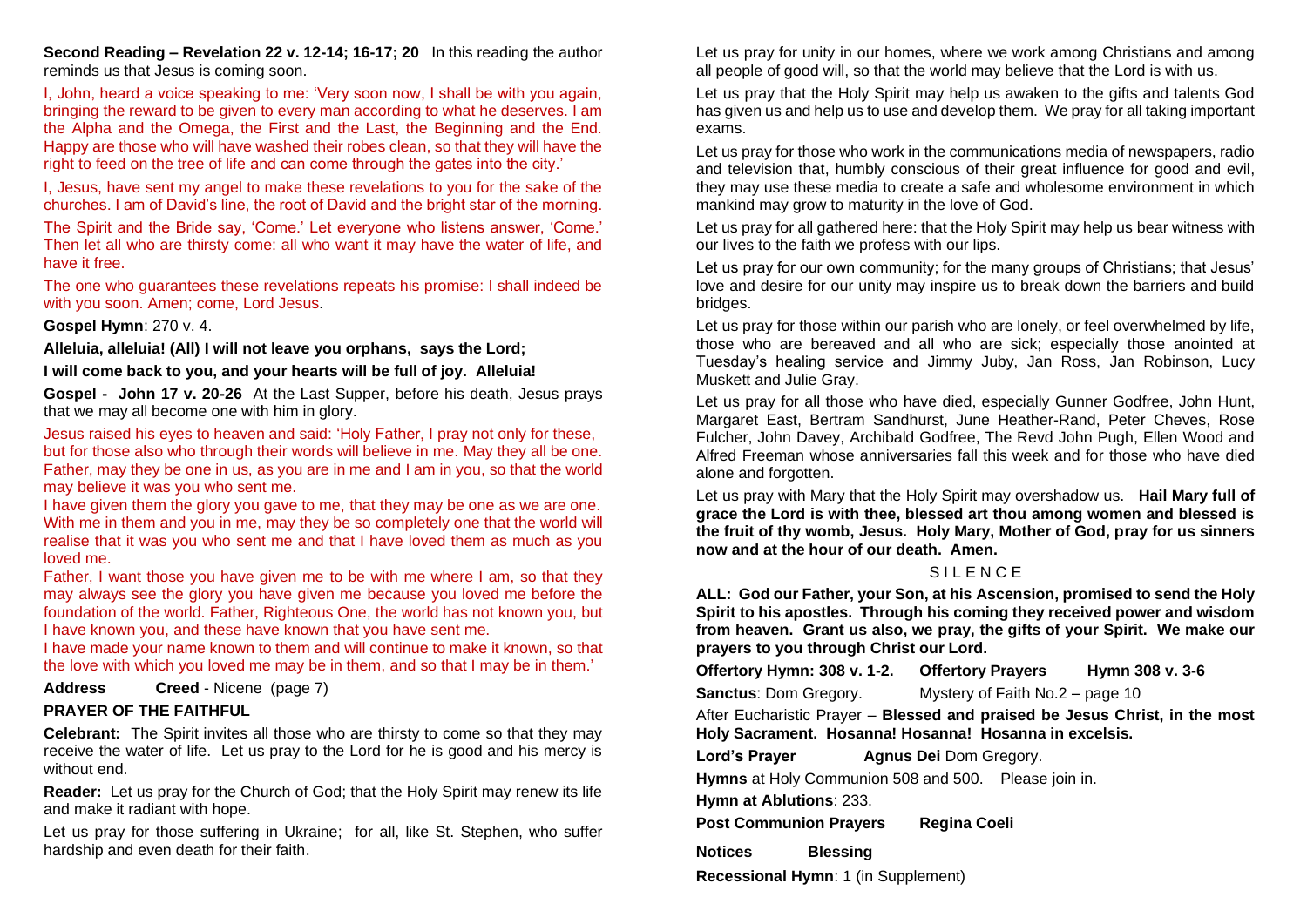**Second Reading – Revelation 22 v. 12-14; 16-17; 20** In this reading the author reminds us that Jesus is coming soon.

I, John, heard a voice speaking to me: 'Very soon now, I shall be with you again, bringing the reward to be given to every man according to what he deserves. I am the Alpha and the Omega, the First and the Last, the Beginning and the End. Happy are those who will have washed their robes clean, so that they will have the right to feed on the tree of life and can come through the gates into the city.'

I, Jesus, have sent my angel to make these revelations to you for the sake of the churches. I am of David's line, the root of David and the bright star of the morning.

The Spirit and the Bride say, 'Come.' Let everyone who listens answer, 'Come.' Then let all who are thirsty come: all who want it may have the water of life, and have it free.

The one who guarantees these revelations repeats his promise: I shall indeed be with you soon. Amen; come, Lord Jesus.

**Gospel Hymn**: 270 v. 4.

**Alleluia, alleluia! (All) I will not leave you orphans, says the Lord;**

**I will come back to you, and your hearts will be full of joy. Alleluia!**

**Gospel - John 17 v. 20-26** At the Last Supper, before his death, Jesus prays that we may all become one with him in glory.

Jesus raised his eyes to heaven and said: 'Holy Father, I pray not only for these, but for those also who through their words will believe in me. May they all be one. Father, may they be one in us, as you are in me and I am in you, so that the world may believe it was you who sent me.

I have given them the glory you gave to me, that they may be one as we are one. With me in them and you in me, may they be so completely one that the world will realise that it was you who sent me and that I have loved them as much as you loved me.

Father, I want those you have given me to be with me where I am, so that they may always see the glory you have given me because you loved me before the foundation of the world. Father, Righteous One, the world has not known you, but I have known you, and these have known that you have sent me.

I have made your name known to them and will continue to make it known, so that the love with which you loved me may be in them, and so that I may be in them.'

**Address** **Creed** - Nicene (page 7)

**PRAYER OF THE FAITHFUL**

**Celebrant:** The Spirit invites all those who are thirsty to come so that they may receive the water of life. Let us pray to the Lord for he is good and his mercy is without end.

**Reader:** Let us pray for the Church of God; that the Holy Spirit may renew its life and make it radiant with hope.

Let us pray for those suffering in Ukraine; for all, like St. Stephen, who suffer hardship and even death for their faith.

Let us pray for unity in our homes, where we work among Christians and among all people of good will, so that the world may believe that the Lord is with us.

Let us pray that the Holy Spirit may help us awaken to the gifts and talents God has given us and help us to use and develop them. We pray for all taking important exams.

Let us pray for those who work in the communications media of newspapers, radio and television that, humbly conscious of their great influence for good and evil, they may use these media to create a safe and wholesome environment in which mankind may grow to maturity in the love of God.

Let us pray for all gathered here: that the Holy Spirit may help us bear witness with our lives to the faith we profess with our lips.

Let us pray for our own community; for the many groups of Christians; that Jesus' love and desire for our unity may inspire us to break down the barriers and build bridges.

Let us pray for those within our parish who are lonely, or feel overwhelmed by life, those who are bereaved and all who are sick; especially those anointed at Tuesday's healing service and Jimmy Juby, Jan Ross, Jan Robinson, Lucy Muskett and Julie Gray.

Let us pray for all those who have died, especially Gunner Godfree, John Hunt, Margaret East, Bertram Sandhurst, June Heather-Rand, Peter Cheves, Rose Fulcher, John Davey, Archibald Godfree, The Revd John Pugh, Ellen Wood and Alfred Freeman whose anniversaries fall this week and for those who have died alone and forgotten.

Let us pray with Mary that the Holy Spirit may overshadow us. **Hail Mary full of grace the Lord is with thee, blessed art thou among women and blessed is the fruit of thy womb, Jesus. Holy Mary, Mother of God, pray for us sinners now and at the hour of our death. Amen.**

S I L E N C E

**ALL: God our Father, your Son, at his Ascension, promised to send the Holy Spirit to his apostles. Through his coming they received power and wisdom from heaven. Grant us also, we pray, the gifts of your Spirit. We make our prayers to you through Christ our Lord.**

**Offertory Hymn: 308 v. 1-2.** **Offertory Prayers** **Hymn 308 v. 3-6**

**Sanctus**: Dom Gregory. Mystery of Faith No.2 – page 10

After Eucharistic Prayer – **Blessed and praised be Jesus Christ, in the most Holy Sacrament. Hosanna! Hosanna! Hosanna in excelsis.**

**Lord's Prayer** **Agnus Dei** Dom Gregory.

**Hymns** at Holy Communion 508 and 500. Please join in.

**Hymn at Ablutions**: 233.

**Post Communion Prayers** **Regina Coeli**

**Notices** **Blessing**

**Recessional Hymn**: 1 (in Supplement)